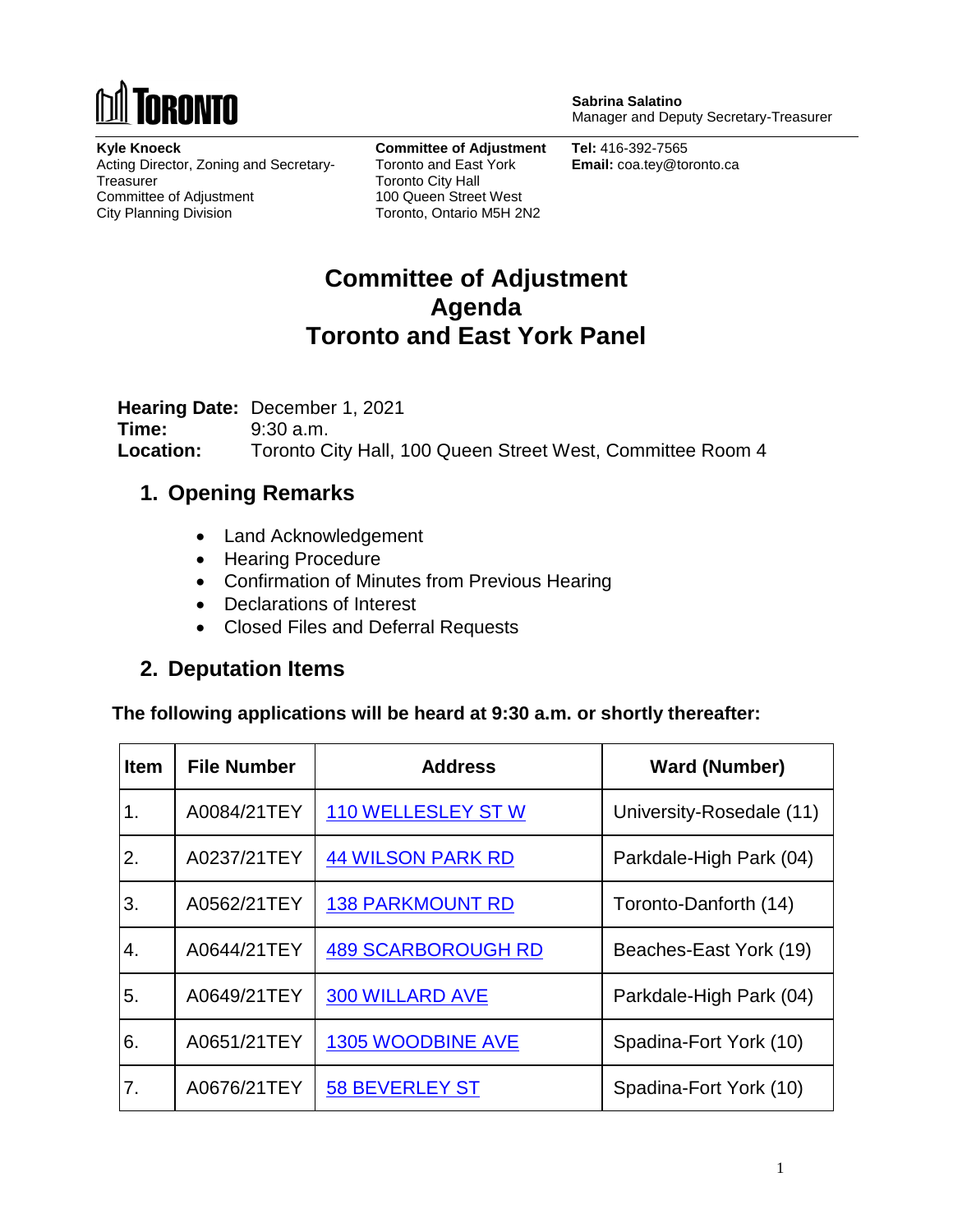**Sabrina Salatino**
Manager and Deputy Secretary-Treasurer

**Kyle Knoeck**
Acting Director, Zoning and Secretary-Treasurer
Committee of Adjustment
City Planning Division

**Committee of Adjustment**
Toronto and East York
Toronto City Hall
100 Queen Street West
Toronto, Ontario M5H 2N2

**Tel:** 416-392-7565
**Email:** coa.tey@toronto.ca

# Committee of Adjustment Agenda Toronto and East York Panel

**Hearing Date:** December 1, 2021
**Time:** 9:30 a.m.
**Location:** Toronto City Hall, 100 Queen Street West, Committee Room 4

## 1. Opening Remarks

- Land Acknowledgement
- Hearing Procedure
- Confirmation of Minutes from Previous Hearing
- Declarations of Interest
- Closed Files and Deferral Requests

## 2. Deputation Items

**The following applications will be heard at 9:30 a.m. or shortly thereafter:**

| Item | File Number | Address | Ward (Number) |
|---|---|---|---|
| 1. | A0084/21TEY | 110 WELLESLEY ST W | University-Rosedale (11) |
| 2. | A0237/21TEY | 44 WILSON PARK RD | Parkdale-High Park (04) |
| 3. | A0562/21TEY | 138 PARKMOUNT RD | Toronto-Danforth (14) |
| 4. | A0644/21TEY | 489 SCARBOROUGH RD | Beaches-East York (19) |
| 5. | A0649/21TEY | 300 WILLARD AVE | Parkdale-High Park (04) |
| 6. | A0651/21TEY | 1305 WOODBINE AVE | Spadina-Fort York (10) |
| 7. | A0676/21TEY | 58 BEVERLEY ST | Spadina-Fort York (10) |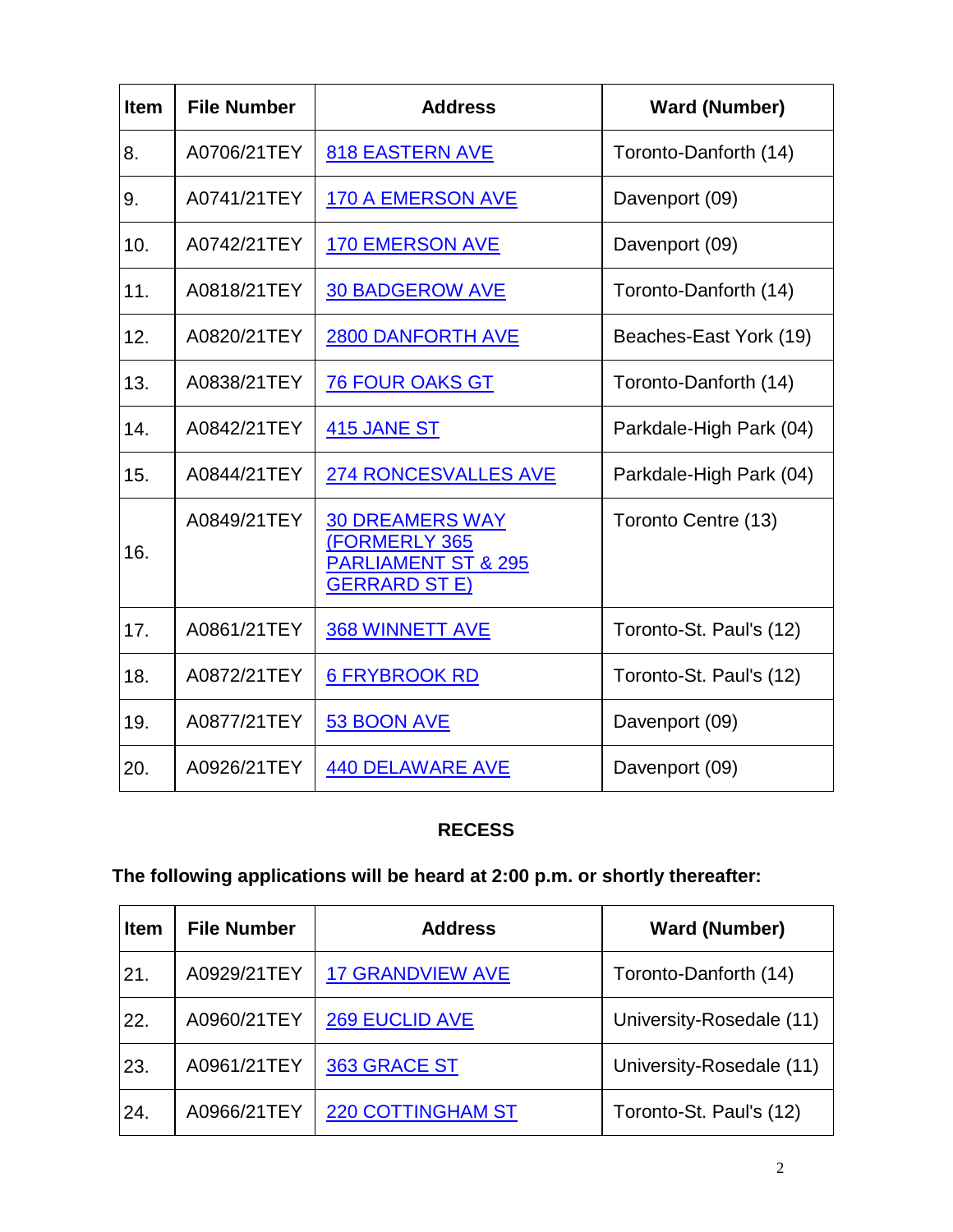| Item | File Number | Address | Ward (Number) |
|---|---|---|---|
| 8. | A0706/21TEY | 818 EASTERN AVE | Toronto-Danforth (14) |
| 9. | A0741/21TEY | 170 A EMERSON AVE | Davenport (09) |
| 10. | A0742/21TEY | 170 EMERSON AVE | Davenport (09) |
| 11. | A0818/21TEY | 30 BADGEROW AVE | Toronto-Danforth (14) |
| 12. | A0820/21TEY | 2800 DANFORTH AVE | Beaches-East York (19) |
| 13. | A0838/21TEY | 76 FOUR OAKS GT | Toronto-Danforth (14) |
| 14. | A0842/21TEY | 415 JANE ST | Parkdale-High Park (04) |
| 15. | A0844/21TEY | 274 RONCESVALLES AVE | Parkdale-High Park (04) |
| 16. | A0849/21TEY | 30 DREAMERS WAY (FORMERLY 365 PARLIAMENT ST & 295 GERRARD ST E) | Toronto Centre (13) |
| 17. | A0861/21TEY | 368 WINNETT AVE | Toronto-St. Paul's (12) |
| 18. | A0872/21TEY | 6 FRYBROOK RD | Toronto-St. Paul's (12) |
| 19. | A0877/21TEY | 53 BOON AVE | Davenport (09) |
| 20. | A0926/21TEY | 440 DELAWARE AVE | Davenport (09) |

**RECESS**

**The following applications will be heard at 2:00 p.m. or shortly thereafter:**

| Item | File Number | Address | Ward (Number) |
|---|---|---|---|
| 21. | A0929/21TEY | 17 GRANDVIEW AVE | Toronto-Danforth (14) |
| 22. | A0960/21TEY | 269 EUCLID AVE | University-Rosedale (11) |
| 23. | A0961/21TEY | 363 GRACE ST | University-Rosedale (11) |
| 24. | A0966/21TEY | 220 COTTINGHAM ST | Toronto-St. Paul's (12) |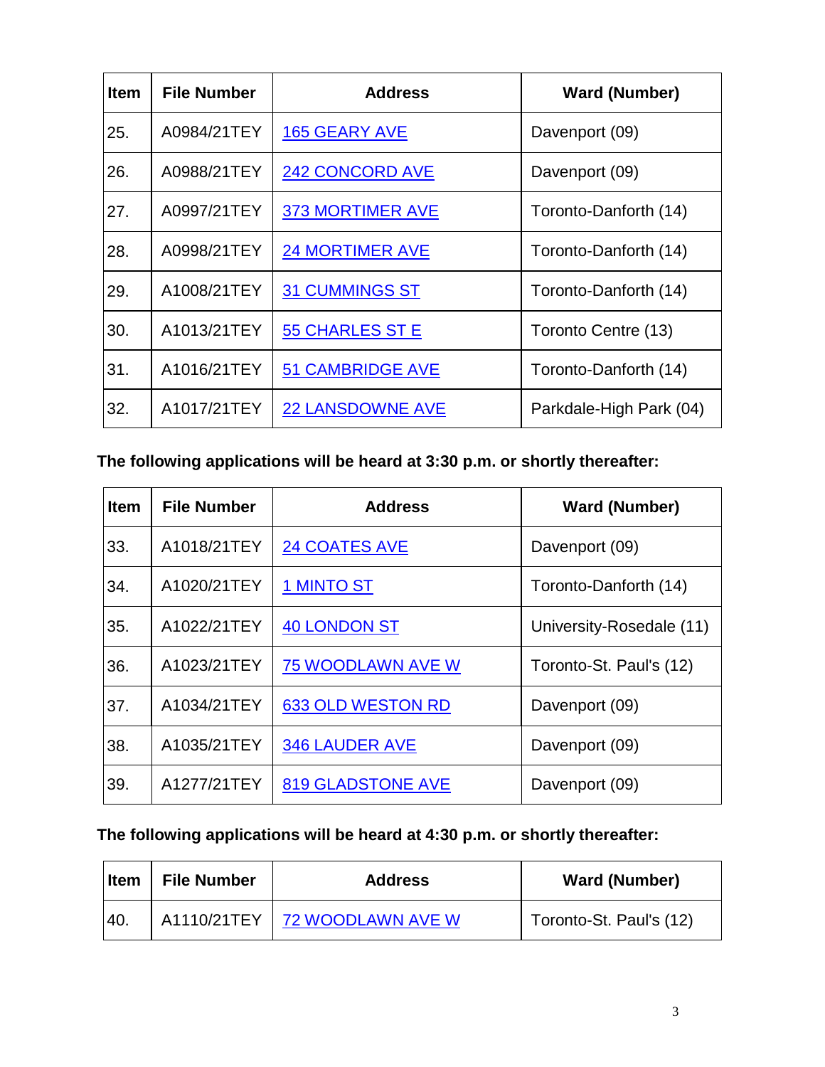| Item | File Number | Address | Ward (Number) |
|---|---|---|---|
| 25. | A0984/21TEY | 165 GEARY AVE | Davenport (09) |
| 26. | A0988/21TEY | 242 CONCORD AVE | Davenport (09) |
| 27. | A0997/21TEY | 373 MORTIMER AVE | Toronto-Danforth (14) |
| 28. | A0998/21TEY | 24 MORTIMER AVE | Toronto-Danforth (14) |
| 29. | A1008/21TEY | 31 CUMMINGS ST | Toronto-Danforth (14) |
| 30. | A1013/21TEY | 55 CHARLES ST E | Toronto Centre (13) |
| 31. | A1016/21TEY | 51 CAMBRIDGE AVE | Toronto-Danforth (14) |
| 32. | A1017/21TEY | 22 LANSDOWNE AVE | Parkdale-High Park (04) |

**The following applications will be heard at 3:30 p.m. or shortly thereafter:**

| Item | File Number | Address | Ward (Number) |
|---|---|---|---|
| 33. | A1018/21TEY | 24 COATES AVE | Davenport (09) |
| 34. | A1020/21TEY | 1 MINTO ST | Toronto-Danforth (14) |
| 35. | A1022/21TEY | 40 LONDON ST | University-Rosedale (11) |
| 36. | A1023/21TEY | 75 WOODLAWN AVE W | Toronto-St. Paul's (12) |
| 37. | A1034/21TEY | 633 OLD WESTON RD | Davenport (09) |
| 38. | A1035/21TEY | 346 LAUDER AVE | Davenport (09) |
| 39. | A1277/21TEY | 819 GLADSTONE AVE | Davenport (09) |

**The following applications will be heard at 4:30 p.m. or shortly thereafter:**

| Item | File Number | Address | Ward (Number) |
|---|---|---|---|
| 40. | A1110/21TEY | 72 WOODLAWN AVE W | Toronto-St. Paul's (12) |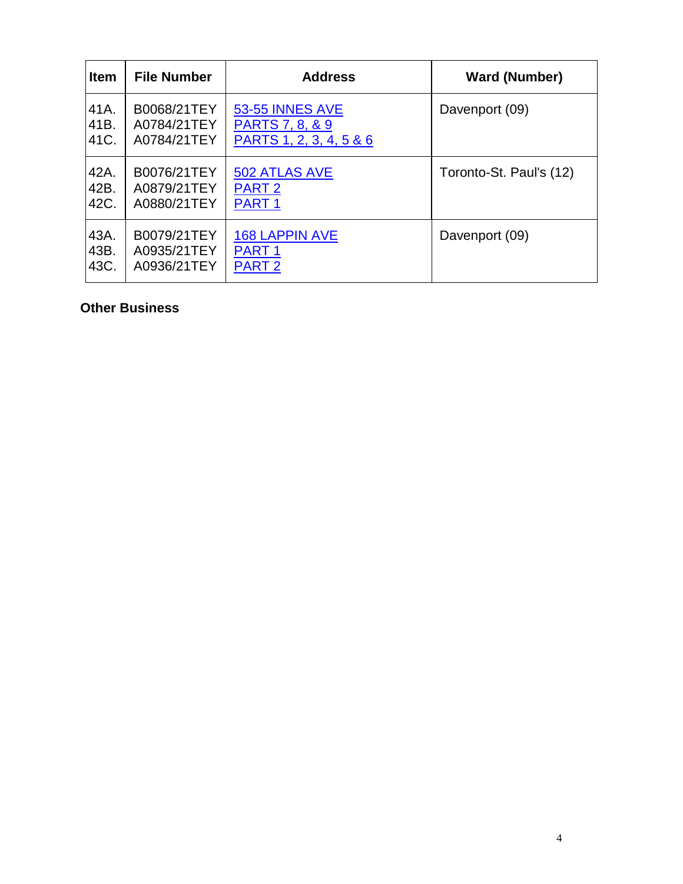| Item | File Number | Address | Ward (Number) |
|---|---|---|---|
| 41A.<br>41B.<br>41C. | B0068/21TEY<br>A0784/21TEY<br>A0784/21TEY | 53-55 INNES AVE<br>PARTS 7, 8, & 9<br>PARTS 1, 2, 3, 4, 5 & 6 | Davenport (09) |
| 42A.<br>42B.<br>42C. | B0076/21TEY<br>A0879/21TEY<br>A0880/21TEY | 502 ATLAS AVE<br>PART 2<br>PART 1 | Toronto-St. Paul's (12) |
| 43A.<br>43B.<br>43C. | B0079/21TEY<br>A0935/21TEY<br>A0936/21TEY | 168 LAPPIN AVE<br>PART 1<br>PART 2 | Davenport (09) |

**Other Business**